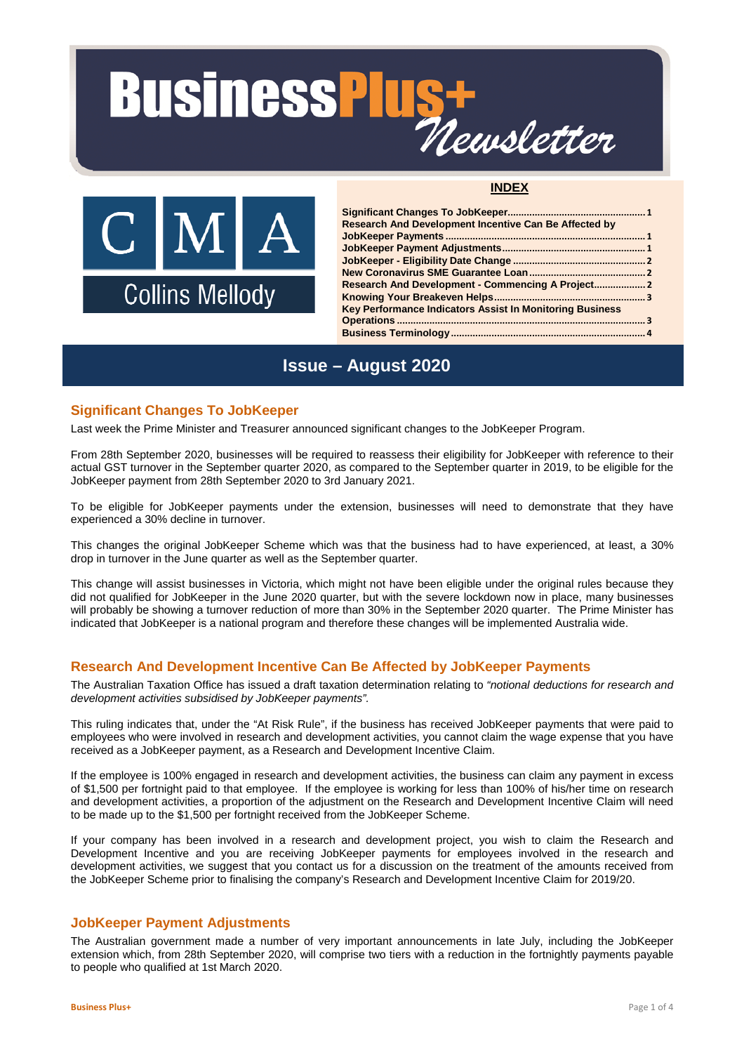# BusinessPlus+ Newsletter

C M A
Collins Mellody

**INDEX**

| | |
|---|---|
| **Significant Changes To JobKeeper** | **1** |
| **Research And Development Incentive Can Be Affected by JobKeeper Payments** | **1** |
| **JobKeeper Payment Adjustments** | **1** |
| **JobKeeper - Eligibility Date Change** | **2** |
| **New Coronavirus SME Guarantee Loan** | **2** |
| **Research And Development - Commencing A Project** | **2** |
| **Knowing Your Breakeven Helps** | **3** |
| **Key Performance Indicators Assist In Monitoring Business Operations** | **3** |
| **Business Terminology** | **4** |

## Issue – August 2020

### Significant Changes To JobKeeper

Last week the Prime Minister and Treasurer announced significant changes to the JobKeeper Program.

From 28th September 2020, businesses will be required to reassess their eligibility for JobKeeper with reference to their actual GST turnover in the September quarter 2020, as compared to the September quarter in 2019, to be eligible for the JobKeeper payment from 28th September 2020 to 3rd January 2021.

To be eligible for JobKeeper payments under the extension, businesses will need to demonstrate that they have experienced a 30% decline in turnover.

This changes the original JobKeeper Scheme which was that the business had to have experienced, at least, a 30% drop in turnover in the June quarter as well as the September quarter.

This change will assist businesses in Victoria, which might not have been eligible under the original rules because they did not qualified for JobKeeper in the June 2020 quarter, but with the severe lockdown now in place, many businesses will probably be showing a turnover reduction of more than 30% in the September 2020 quarter. The Prime Minister has indicated that JobKeeper is a national program and therefore these changes will be implemented Australia wide.

### Research And Development Incentive Can Be Affected by JobKeeper Payments

The Australian Taxation Office has issued a draft taxation determination relating to *"notional deductions for research and development activities subsidised by JobKeeper payments".*

This ruling indicates that, under the "At Risk Rule", if the business has received JobKeeper payments that were paid to employees who were involved in research and development activities, you cannot claim the wage expense that you have received as a JobKeeper payment, as a Research and Development Incentive Claim.

If the employee is 100% engaged in research and development activities, the business can claim any payment in excess of $1,500 per fortnight paid to that employee. If the employee is working for less than 100% of his/her time on research and development activities, a proportion of the adjustment on the Research and Development Incentive Claim will need to be made up to the $1,500 per fortnight received from the JobKeeper Scheme.

If your company has been involved in a research and development project, you wish to claim the Research and Development Incentive and you are receiving JobKeeper payments for employees involved in the research and development activities, we suggest that you contact us for a discussion on the treatment of the amounts received from the JobKeeper Scheme prior to finalising the company's Research and Development Incentive Claim for 2019/20.

### JobKeeper Payment Adjustments

The Australian government made a number of very important announcements in late July, including the JobKeeper extension which, from 28th September 2020, will comprise two tiers with a reduction in the fortnightly payments payable to people who qualified at 1st March 2020.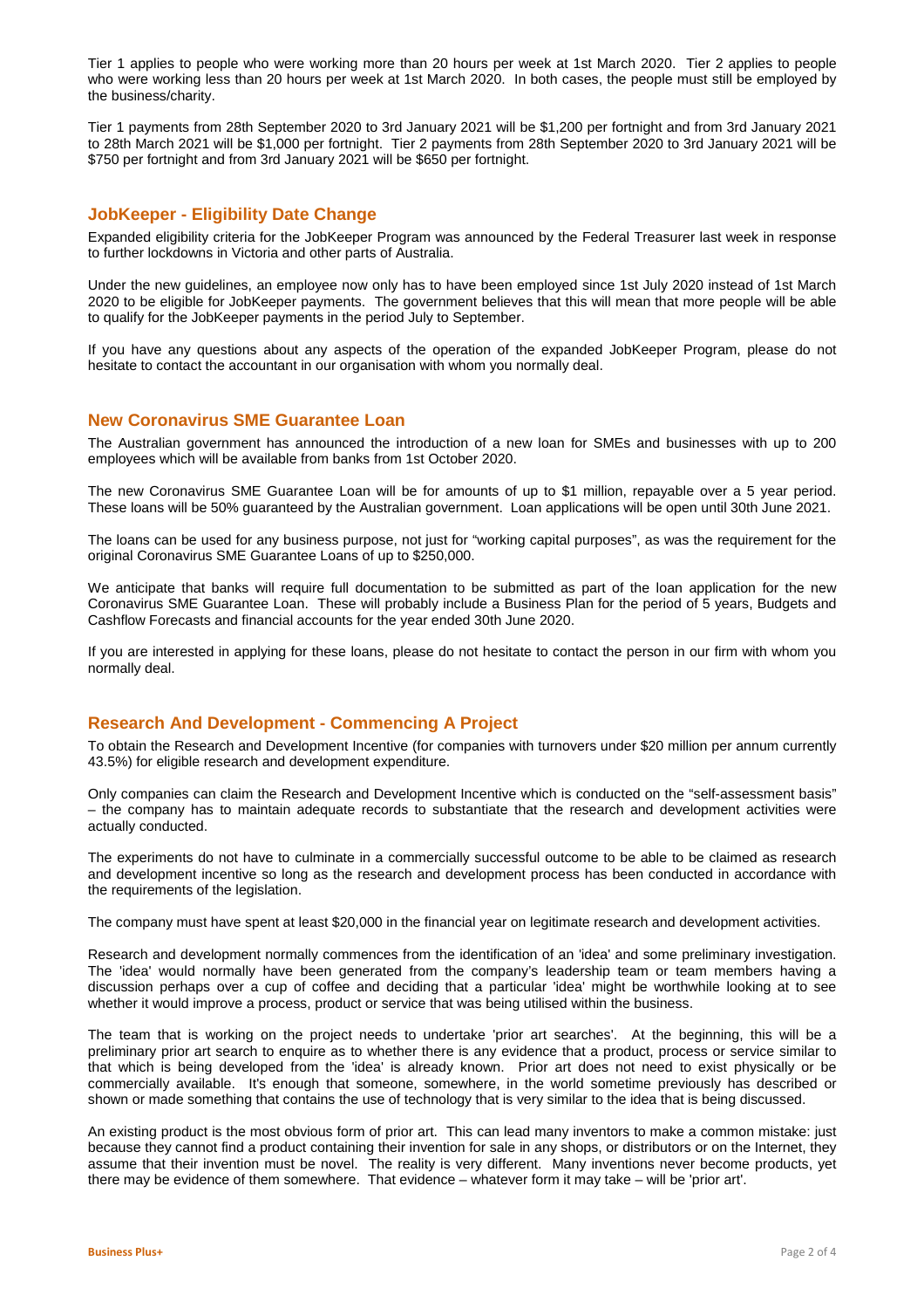Tier 1 applies to people who were working more than 20 hours per week at 1st March 2020. Tier 2 applies to people who were working less than 20 hours per week at 1st March 2020. In both cases, the people must still be employed by the business/charity.

Tier 1 payments from 28th September 2020 to 3rd January 2021 will be $1,200 per fortnight and from 3rd January 2021 to 28th March 2021 will be $1,000 per fortnight. Tier 2 payments from 28th September 2020 to 3rd January 2021 will be $750 per fortnight and from 3rd January 2021 will be $650 per fortnight.

## JobKeeper - Eligibility Date Change

Expanded eligibility criteria for the JobKeeper Program was announced by the Federal Treasurer last week in response to further lockdowns in Victoria and other parts of Australia.

Under the new guidelines, an employee now only has to have been employed since 1st July 2020 instead of 1st March 2020 to be eligible for JobKeeper payments. The government believes that this will mean that more people will be able to qualify for the JobKeeper payments in the period July to September.

If you have any questions about any aspects of the operation of the expanded JobKeeper Program, please do not hesitate to contact the accountant in our organisation with whom you normally deal.

## New Coronavirus SME Guarantee Loan

The Australian government has announced the introduction of a new loan for SMEs and businesses with up to 200 employees which will be available from banks from 1st October 2020.

The new Coronavirus SME Guarantee Loan will be for amounts of up to $1 million, repayable over a 5 year period. These loans will be 50% guaranteed by the Australian government. Loan applications will be open until 30th June 2021.

The loans can be used for any business purpose, not just for "working capital purposes", as was the requirement for the original Coronavirus SME Guarantee Loans of up to $250,000.

We anticipate that banks will require full documentation to be submitted as part of the loan application for the new Coronavirus SME Guarantee Loan. These will probably include a Business Plan for the period of 5 years, Budgets and Cashflow Forecasts and financial accounts for the year ended 30th June 2020.

If you are interested in applying for these loans, please do not hesitate to contact the person in our firm with whom you normally deal.

## Research And Development - Commencing A Project

To obtain the Research and Development Incentive (for companies with turnovers under $20 million per annum currently 43.5%) for eligible research and development expenditure.

Only companies can claim the Research and Development Incentive which is conducted on the "self-assessment basis" – the company has to maintain adequate records to substantiate that the research and development activities were actually conducted.

The experiments do not have to culminate in a commercially successful outcome to be able to be claimed as research and development incentive so long as the research and development process has been conducted in accordance with the requirements of the legislation.

The company must have spent at least $20,000 in the financial year on legitimate research and development activities.

Research and development normally commences from the identification of an 'idea' and some preliminary investigation. The 'idea' would normally have been generated from the company's leadership team or team members having a discussion perhaps over a cup of coffee and deciding that a particular 'idea' might be worthwhile looking at to see whether it would improve a process, product or service that was being utilised within the business.

The team that is working on the project needs to undertake 'prior art searches'. At the beginning, this will be a preliminary prior art search to enquire as to whether there is any evidence that a product, process or service similar to that which is being developed from the 'idea' is already known. Prior art does not need to exist physically or be commercially available. It's enough that someone, somewhere, in the world sometime previously has described or shown or made something that contains the use of technology that is very similar to the idea that is being discussed.

An existing product is the most obvious form of prior art. This can lead many inventors to make a common mistake: just because they cannot find a product containing their invention for sale in any shops, or distributors or on the Internet, they assume that their invention must be novel. The reality is very different. Many inventions never become products, yet there may be evidence of them somewhere. That evidence – whatever form it may take – will be 'prior art'.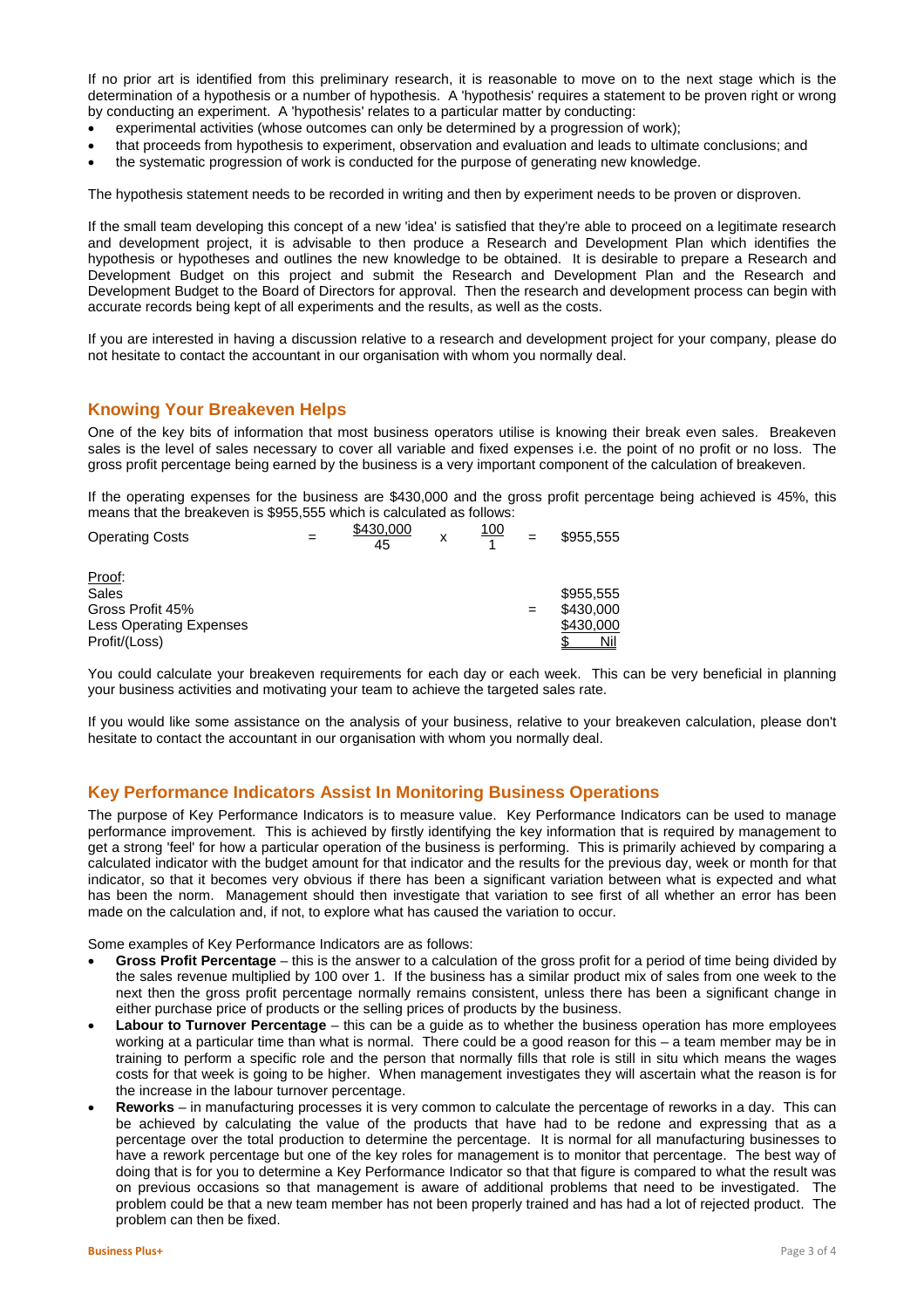If no prior art is identified from this preliminary research, it is reasonable to move on to the next stage which is the determination of a hypothesis or a number of hypothesis. A 'hypothesis' requires a statement to be proven right or wrong by conducting an experiment. A 'hypothesis' relates to a particular matter by conducting:

- experimental activities (whose outcomes can only be determined by a progression of work);
- that proceeds from hypothesis to experiment, observation and evaluation and leads to ultimate conclusions; and
- the systematic progression of work is conducted for the purpose of generating new knowledge.

The hypothesis statement needs to be recorded in writing and then by experiment needs to be proven or disproven.

If the small team developing this concept of a new 'idea' is satisfied that they're able to proceed on a legitimate research and development project, it is advisable to then produce a Research and Development Plan which identifies the hypothesis or hypotheses and outlines the new knowledge to be obtained. It is desirable to prepare a Research and Development Budget on this project and submit the Research and Development Plan and the Research and Development Budget to the Board of Directors for approval. Then the research and development process can begin with accurate records being kept of all experiments and the results, as well as the costs.

If you are interested in having a discussion relative to a research and development project for your company, please do not hesitate to contact the accountant in our organisation with whom you normally deal.

## Knowing Your Breakeven Helps

One of the key bits of information that most business operators utilise is knowing their break even sales. Breakeven sales is the level of sales necessary to cover all variable and fixed expenses i.e. the point of no profit or no loss. The gross profit percentage being earned by the business is a very important component of the calculation of breakeven.

If the operating expenses for the business are $430,000 and the gross profit percentage being achieved is 45%, this means that the breakeven is $955,555 which is calculated as follows:

$$\text{Operating Costs} = \frac{\$430{,}000}{45} \times \frac{100}{1} = \$955{,}555$$

| | | |
|---|---|---|
| Proof: | | |
| Sales | | $955,555 |
| Gross Profit 45% | = | $430,000 |
| Less Operating Expenses | | $430,000 |
| Profit/(Loss) | | $ Nil |

You could calculate your breakeven requirements for each day or each week. This can be very beneficial in planning your business activities and motivating your team to achieve the targeted sales rate.

If you would like some assistance on the analysis of your business, relative to your breakeven calculation, please don't hesitate to contact the accountant in our organisation with whom you normally deal.

## Key Performance Indicators Assist In Monitoring Business Operations

The purpose of Key Performance Indicators is to measure value. Key Performance Indicators can be used to manage performance improvement. This is achieved by firstly identifying the key information that is required by management to get a strong 'feel' for how a particular operation of the business is performing. This is primarily achieved by comparing a calculated indicator with the budget amount for that indicator and the results for the previous day, week or month for that indicator, so that it becomes very obvious if there has been a significant variation between what is expected and what has been the norm. Management should then investigate that variation to see first of all whether an error has been made on the calculation and, if not, to explore what has caused the variation to occur.

Some examples of Key Performance Indicators are as follows:

- **Gross Profit Percentage** – this is the answer to a calculation of the gross profit for a period of time being divided by the sales revenue multiplied by 100 over 1. If the business has a similar product mix of sales from one week to the next then the gross profit percentage normally remains consistent, unless there has been a significant change in either purchase price of products or the selling prices of products by the business.
- **Labour to Turnover Percentage** – this can be a guide as to whether the business operation has more employees working at a particular time than what is normal. There could be a good reason for this – a team member may be in training to perform a specific role and the person that normally fills that role is still in situ which means the wages costs for that week is going to be higher. When management investigates they will ascertain what the reason is for the increase in the labour turnover percentage.
- **Reworks** – in manufacturing processes it is very common to calculate the percentage of reworks in a day. This can be achieved by calculating the value of the products that have had to be redone and expressing that as a percentage over the total production to determine the percentage. It is normal for all manufacturing businesses to have a rework percentage but one of the key roles for management is to monitor that percentage. The best way of doing that is for you to determine a Key Performance Indicator so that that figure is compared to what the result was on previous occasions so that management is aware of additional problems that need to be investigated. The problem could be that a new team member has not been properly trained and has had a lot of rejected product. The problem can then be fixed.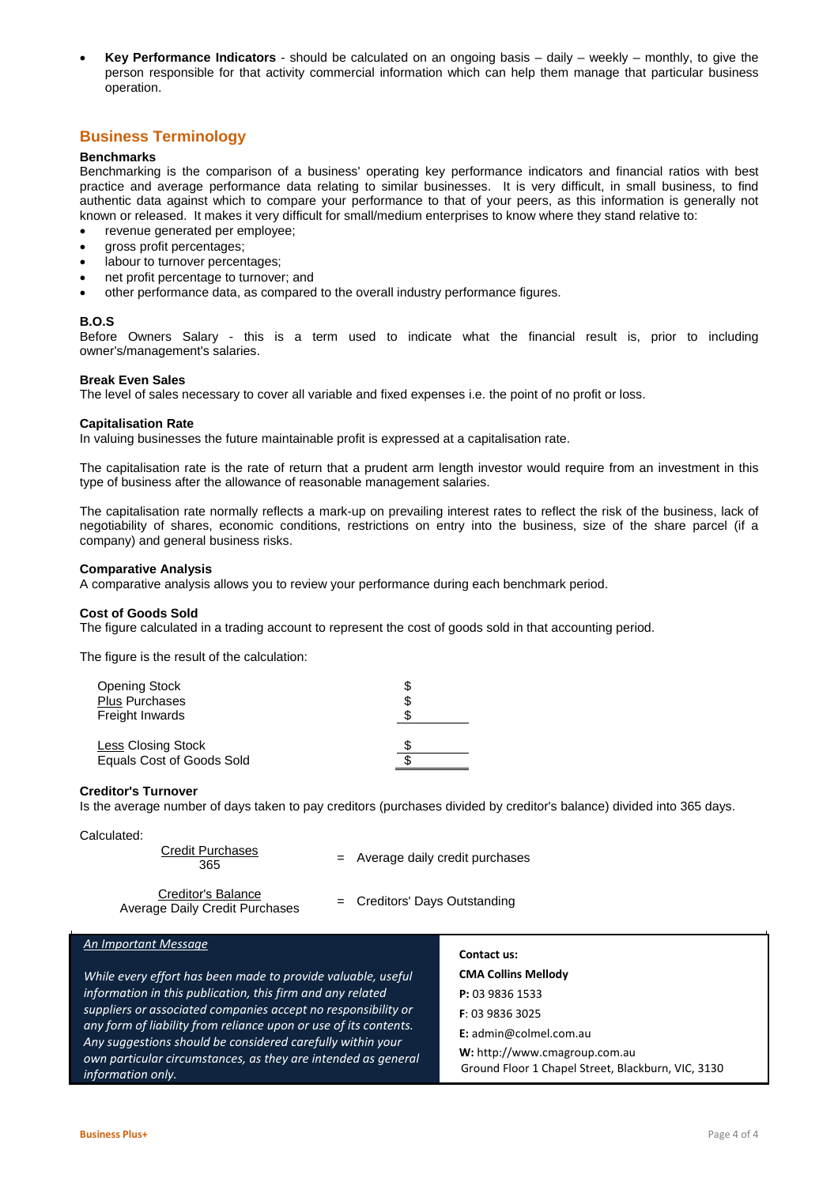- **Key Performance Indicators** - should be calculated on an ongoing basis – daily – weekly – monthly, to give the person responsible for that activity commercial information which can help them manage that particular business operation.

## Business Terminology

### Benchmarks

Benchmarking is the comparison of a business' operating key performance indicators and financial ratios with best practice and average performance data relating to similar businesses. It is very difficult, in small business, to find authentic data against which to compare your performance to that of your peers, as this information is generally not known or released. It makes it very difficult for small/medium enterprises to know where they stand relative to:

- revenue generated per employee;
- gross profit percentages;
- labour to turnover percentages;
- net profit percentage to turnover; and
- other performance data, as compared to the overall industry performance figures.

### B.O.S

Before Owners Salary - this is a term used to indicate what the financial result is, prior to including owner's/management's salaries.

### Break Even Sales

The level of sales necessary to cover all variable and fixed expenses i.e. the point of no profit or loss.

### Capitalisation Rate

In valuing businesses the future maintainable profit is expressed at a capitalisation rate.

The capitalisation rate is the rate of return that a prudent arm length investor would require from an investment in this type of business after the allowance of reasonable management salaries.

The capitalisation rate normally reflects a mark-up on prevailing interest rates to reflect the risk of the business, lack of negotiability of shares, economic conditions, restrictions on entry into the business, size of the share parcel (if a company) and general business risks.

### Comparative Analysis

A comparative analysis allows you to review your performance during each benchmark period.

### Cost of Goods Sold

The figure calculated in a trading account to represent the cost of goods sold in that accounting period.

The figure is the result of the calculation:

| | |
|---|---|
| Opening Stock | $ |
| Plus Purchases | $ |
| Freight Inwards | $ |
| Less Closing Stock | $ |
| Equals Cost of Goods Sold | $ |

### Creditor's Turnover

Is the average number of days taken to pay creditors (purchases divided by creditor's balance) divided into 365 days.

Calculated:

$$\frac{\text{Credit Purchases}}{365} = \text{Average daily credit purchases}$$

$$\frac{\text{Creditor's Balance}}{\text{Average Daily Credit Purchases}} = \text{Creditors' Days Outstanding}$$

*An Important Message*

*While every effort has been made to provide valuable, useful information in this publication, this firm and any related suppliers or associated companies accept no responsibility or any form of liability from reliance upon or use of its contents. Any suggestions should be considered carefully within your own particular circumstances, as they are intended as general information only.*

**Contact us:**

**CMA Collins Mellody**

**P:** 03 9836 1533

**F**: 03 9836 3025

**E:** admin@colmel.com.au

**W:** http://www.cmagroup.com.au

Ground Floor 1 Chapel Street, Blackburn, VIC, 3130